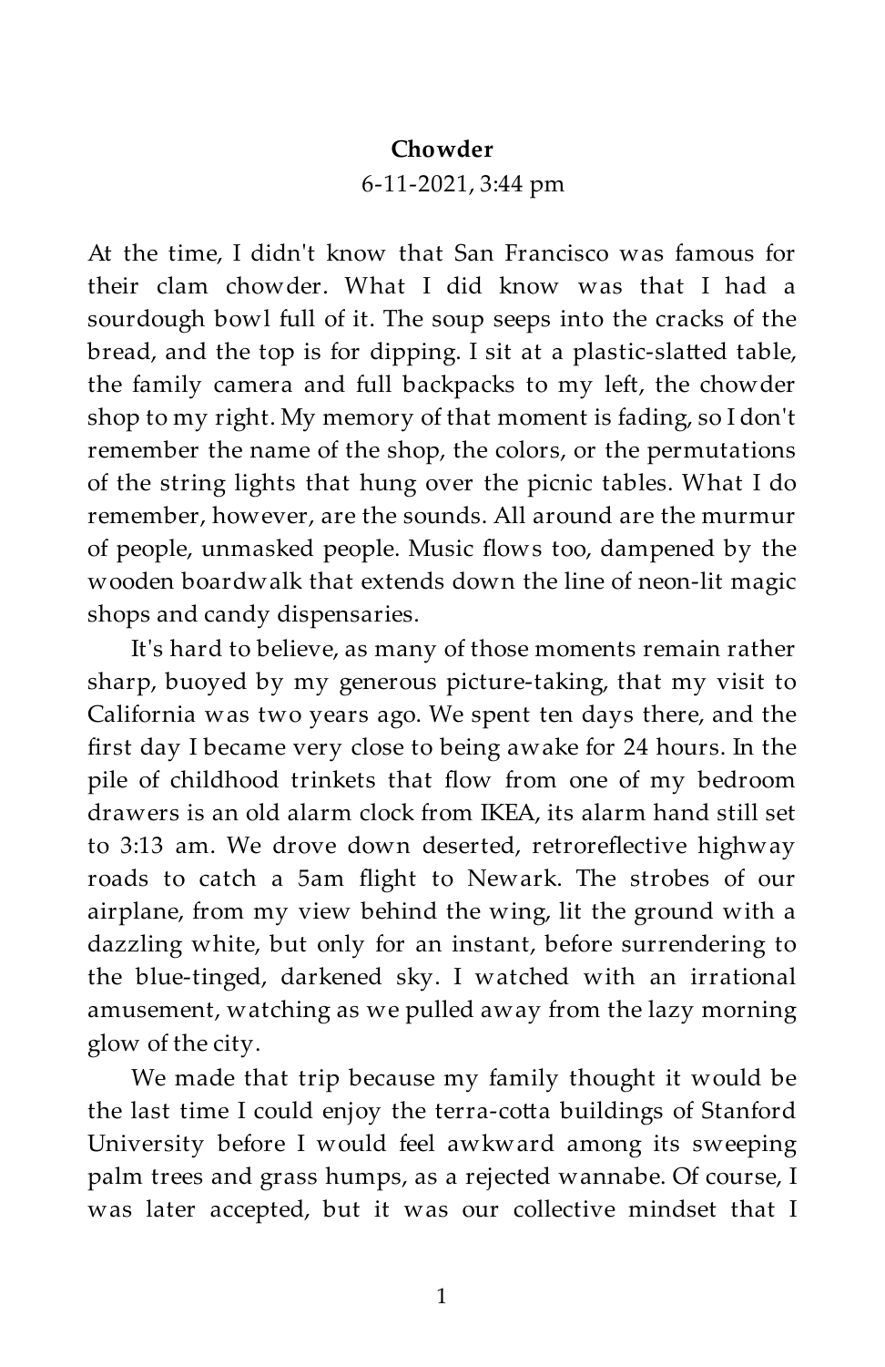**Chowder**

6-11-2021, 3:44 pm

At the time, I didn't know that San Francisco was famous for their clam chowder. What I did know was that I had a sourdough bowl full of it. The soup seeps into the cracks of the bread, and the top is for dipping. I sit at a plastic-slatted table, the family camera and full backpacks to my left, the chowder shop to my right. My memory of that moment is fading, so I don't remember the name of the shop, the colors, or the permutations of the string lights that hung over the picnic tables. What I do remember, however, are the sounds. All around are the murmur of people, unmasked people. Music flows too, dampened by the wooden boardwalk that extends down the line of neon-lit magic shops and candy dispensaries.

It's hard to believe, as many of those moments remain rather sharp, buoyed by my generous picture-taking, that my visit to California was two years ago. We spent ten days there, and the first day I became very close to being awake for 24 hours. In the pile of childhood trinkets that flow from one of my bedroom drawers is an old alarm clock from IKEA, its alarm hand still set to 3:13 am. We drove down deserted, retroreflective highway roads to catch a 5am flight to Newark. The strobes of our airplane, from my view behind the wing, lit the ground with a dazzling white, but only for an instant, before surrendering to the blue-tinged, darkened sky. I watched with an irrational amusement, watching as we pulled away from the lazy morning glow of the city.

We made that trip because my family thought it would be the last time I could enjoy the terra-cotta buildings of Stanford University before I would feel awkward among its sweeping palm trees and grass humps, as a rejected wannabe. Of course, I was later accepted, but it was our collective mindset that I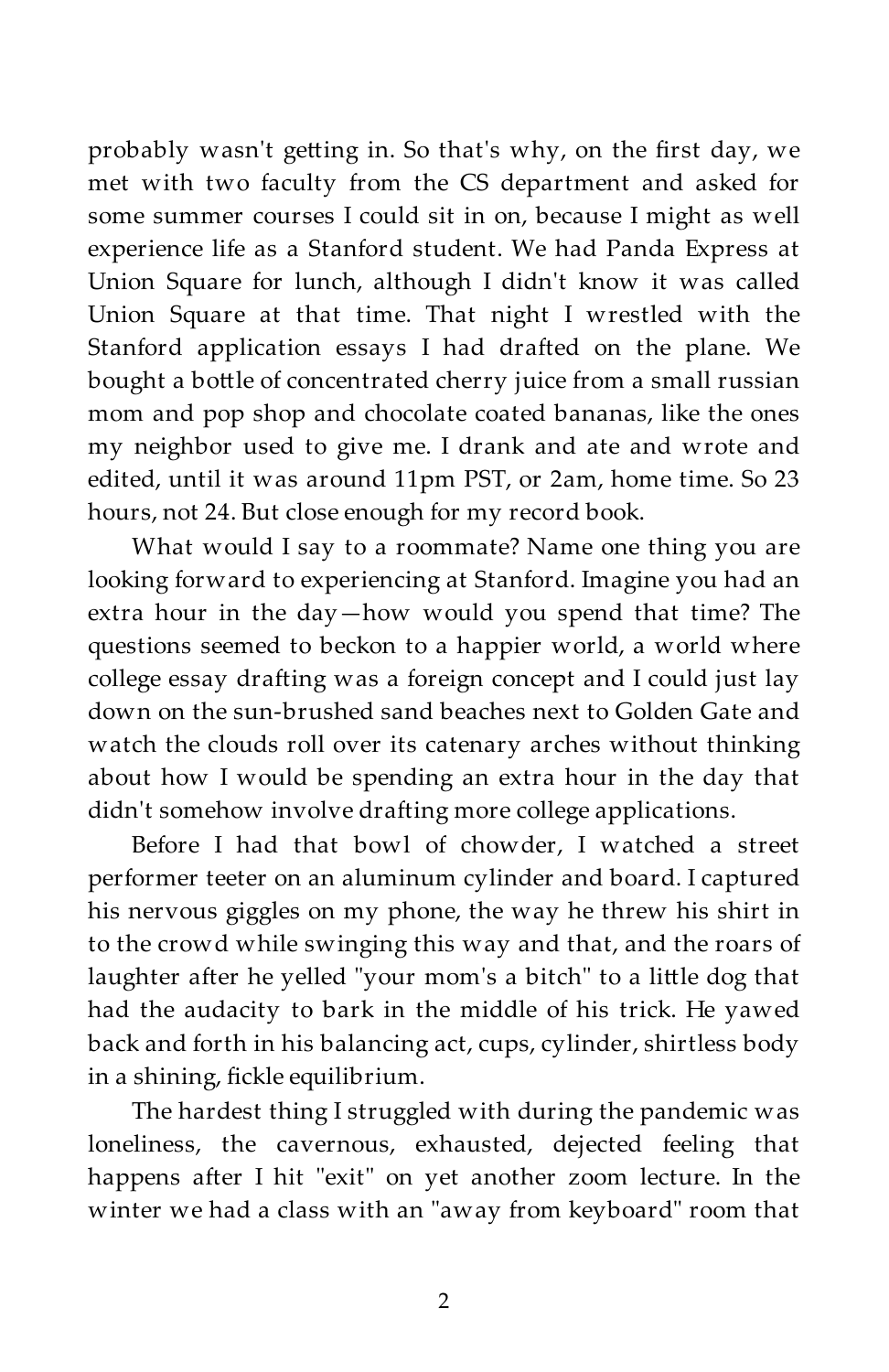probably wasn't getting in. So that's why, on the first day, we met with two faculty from the CS department and asked for some summer courses I could sit in on, because I might as well experience life as a Stanford student. We had Panda Express at Union Square for lunch, although I didn't know it was called Union Square at that time. That night I wrestled with the Stanford application essays I had drafted on the plane. We bought a bottle of concentrated cherry juice from a small russian mom and pop shop and chocolate coated bananas, like the ones my neighbor used to give me. I drank and ate and wrote and edited, until it was around 11pm PST, or 2am, home time. So 23 hours, not 24. But close enough for my record book.

What would I say to a roommate? Name one thing you are looking forward to experiencing at Stanford. Imagine you had an extra hour in the day—how would you spend that time? The questions seemed to beckon to a happier world, a world where college essay drafting was a foreign concept and I could just lay down on the sun-brushed sand beaches next to Golden Gate and watch the clouds roll over its catenary arches without thinking about how I would be spending an extra hour in the day that didn't somehow involve drafting more college applications.

Before I had that bowl of chowder, I watched a street performer teeter on an aluminum cylinder and board. I captured his nervous giggles on my phone, the way he threw his shirt in to the crowd while swinging this way and that, and the roars of laughter after he yelled "your mom's a bitch" to a little dog that had the audacity to bark in the middle of his trick. He yawed back and forth in his balancing act, cups, cylinder, shirtless body in a shining, fickle equilibrium.

The hardest thing I struggled with during the pandemic was loneliness, the cavernous, exhausted, dejected feeling that happens after I hit "exit" on yet another zoom lecture. In the winter we had a class with an "away from keyboard" room that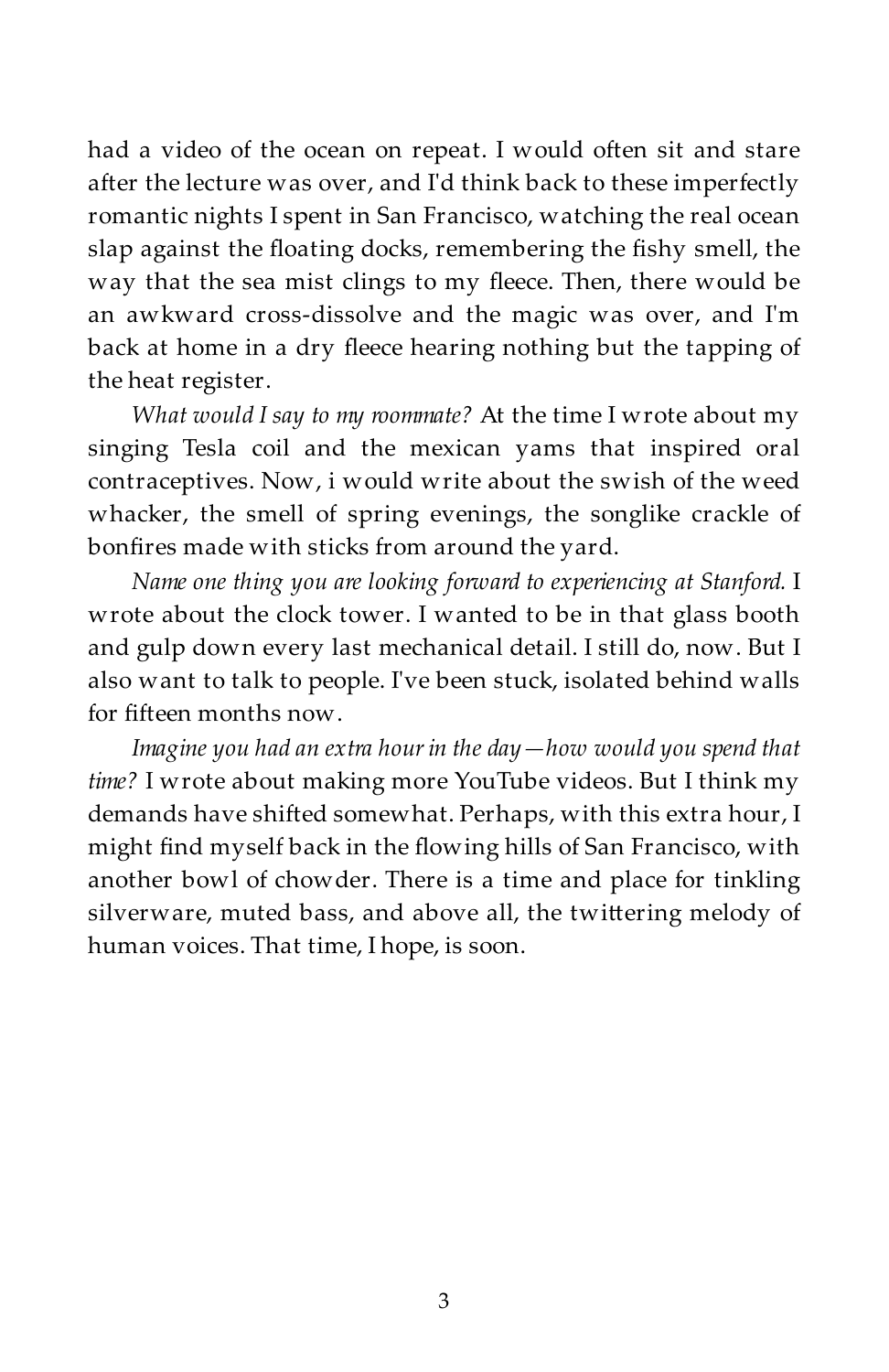had a video of the ocean on repeat. I would often sit and stare after the lecture was over, and I'd think back to these imperfectly romantic nights I spent in San Francisco, watching the real ocean slap against the floating docks, remembering the fishy smell, the way that the sea mist clings to my fleece. Then, there would be an awkward cross-dissolve and the magic was over, and I'm back at home in a dry fleece hearing nothing but the tapping of the heat register.

*What would I say to my roommate?* At the time I wrote about my singing Tesla coil and the mexican yams that inspired oral contraceptives. Now, i would write about the swish of the weed whacker, the smell of spring evenings, the songlike crackle of bonfires made with sticks from around the yard.

*Name one thing you are looking forward to experiencing at Stanford.* I wrote about the clock tower. I wanted to be in that glass booth and gulp down every last mechanical detail. I still do, now. But I also want to talk to people. I've been stuck, isolated behind walls for fifteen months now.

*Imagine you had an extra hour in the day—how would you spend that time?* I wrote about making more YouTube videos. But I think my demands have shifted somewhat. Perhaps, with this extra hour, I might find myself back in the flowing hills of San Francisco, with another bowl of chowder. There is a time and place for tinkling silverware, muted bass, and above all, the twittering melody of human voices. That time, I hope, is soon.